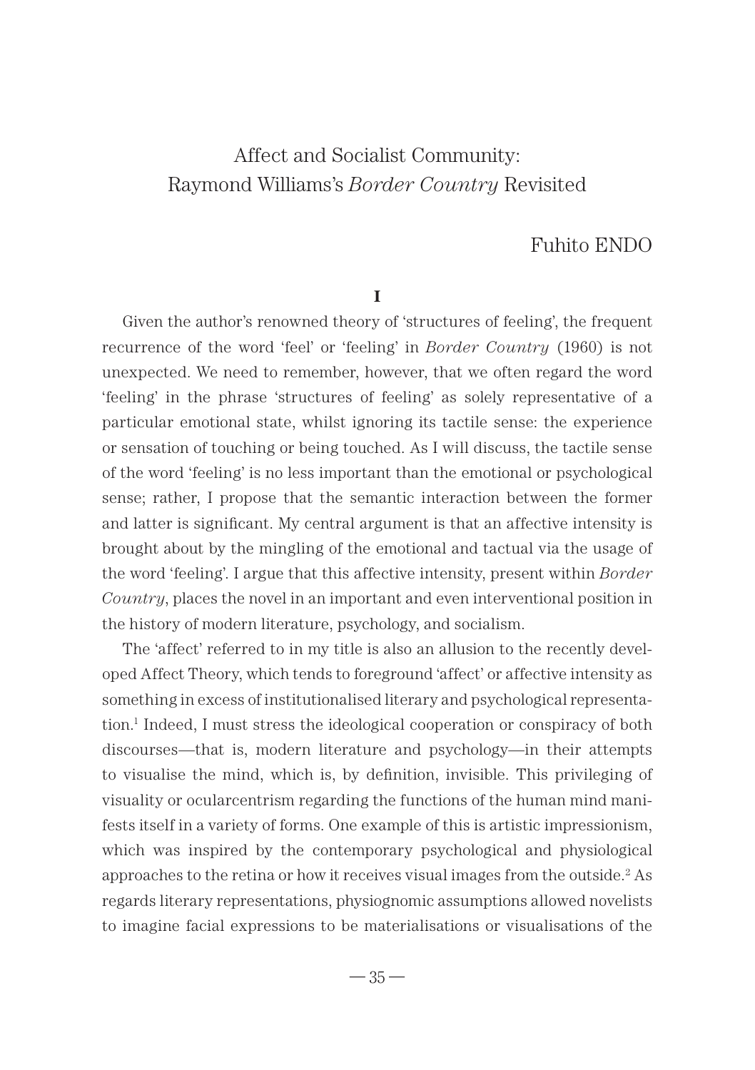# Affect and Socialist Community: Raymond Williams's *Border Country* Revisited

Fuhito ENDO

## I

Given the author's renowned theory of 'structures of feeling', the frequent recurrence of the word 'feel' or 'feeling' in *Border Country* (1960) is not unexpected. We need to remember, however, that we often regard the word 'feeling' in the phrase 'structures of feeling' as solely representative of a particular emotional state, whilst ignoring its tactile sense: the experience or sensation of touching or being touched. As I will discuss, the tactile sense of the word 'feeling' is no less important than the emotional or psychological sense; rather, I propose that the semantic interaction between the former and latter is significant. My central argument is that an affective intensity is brought about by the mingling of the emotional and tactual via the usage of the word 'feeling'. I argue that this affective intensity, present within *Border Country*, places the novel in an important and even interventional position in the history of modern literature, psychology, and socialism.

The 'affect' referred to in my title is also an allusion to the recently developed Affect Theory, which tends to foreground 'affect' or affective intensity as something in excess of institutionalised literary and psychological representation.[1] Indeed, I must stress the ideological cooperation or conspiracy of both discourses—that is, modern literature and psychology—in their attempts to visualise the mind, which is, by definition, invisible. This privileging of visuality or ocularcentrism regarding the functions of the human mind manifests itself in a variety of forms. One example of this is artistic impressionism, which was inspired by the contemporary psychological and physiological approaches to the retina or how it receives visual images from the outside.[2] As regards literary representations, physiognomic assumptions allowed novelists to imagine facial expressions to be materialisations or visualisations of the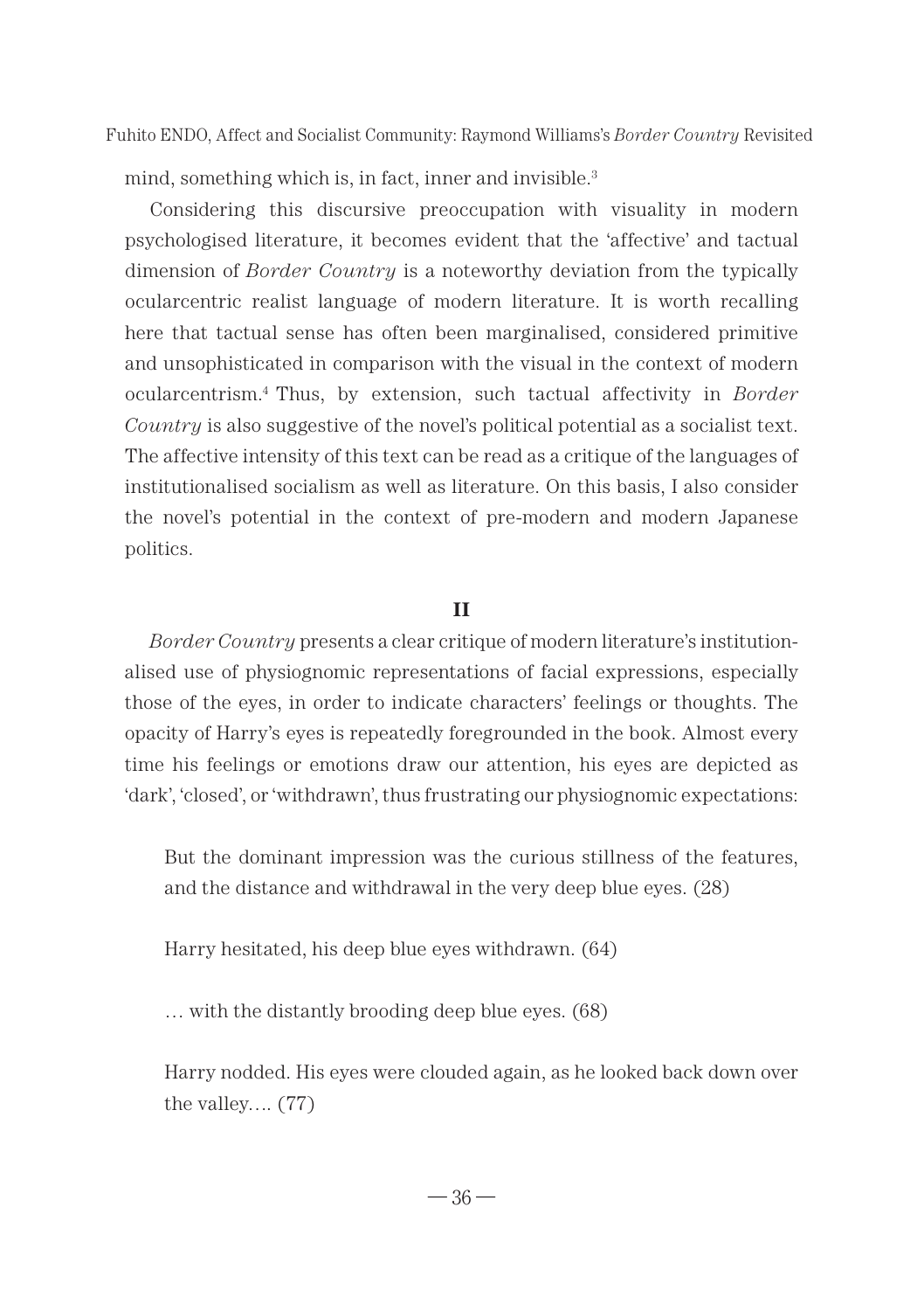mind, something which is, in fact, inner and invisible.[3]

Considering this discursive preoccupation with visuality in modern psychologised literature, it becomes evident that the 'affective' and tactual dimension of *Border Country* is a noteworthy deviation from the typically ocularcentric realist language of modern literature. It is worth recalling here that tactual sense has often been marginalised, considered primitive and unsophisticated in comparison with the visual in the context of modern ocularcentrism.[4] Thus, by extension, such tactual affectivity in *Border Country* is also suggestive of the novel's political potential as a socialist text. The affective intensity of this text can be read as a critique of the languages of institutionalised socialism as well as literature. On this basis, I also consider the novel's potential in the context of pre-modern and modern Japanese politics.

## II

*Border Country* presents a clear critique of modern literature's institutionalised use of physiognomic representations of facial expressions, especially those of the eyes, in order to indicate characters' feelings or thoughts. The opacity of Harry's eyes is repeatedly foregrounded in the book. Almost every time his feelings or emotions draw our attention, his eyes are depicted as 'dark', 'closed', or 'withdrawn', thus frustrating our physiognomic expectations:

> But the dominant impression was the curious stillness of the features, and the distance and withdrawal in the very deep blue eyes. (28)
>
> Harry hesitated, his deep blue eyes withdrawn. (64)
>
> … with the distantly brooding deep blue eyes. (68)
>
> Harry nodded. His eyes were clouded again, as he looked back down over the valley…. (77)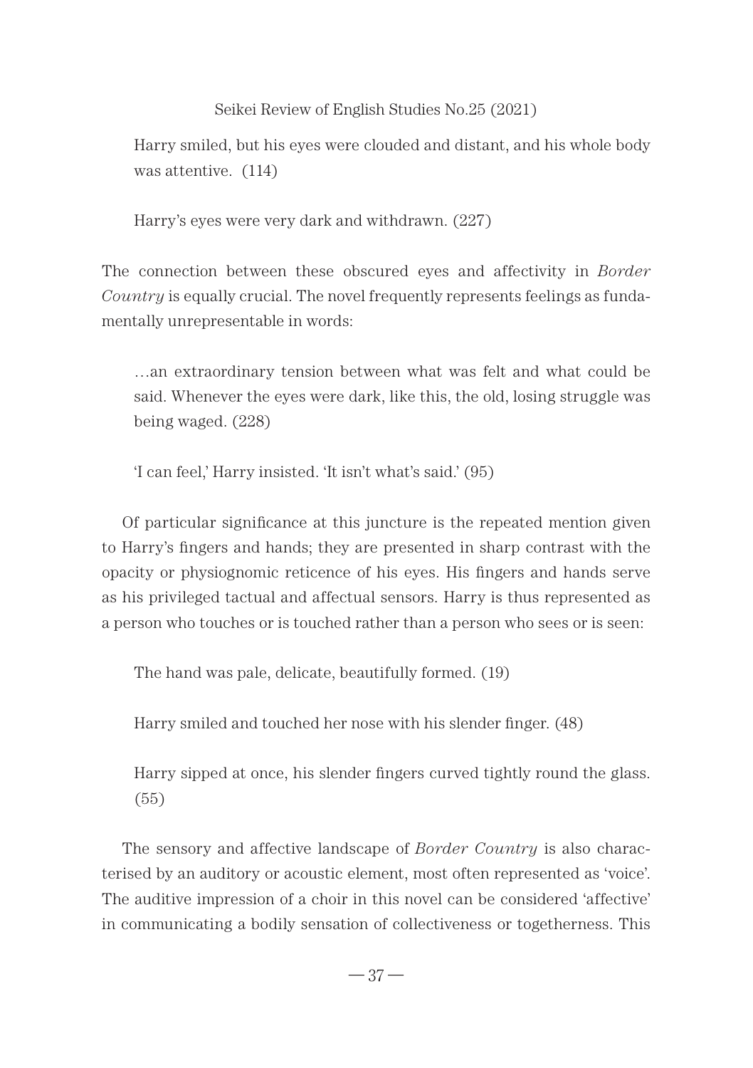> Harry smiled, but his eyes were clouded and distant, and his whole body was attentive. (114)

> Harry's eyes were very dark and withdrawn. (227)

The connection between these obscured eyes and affectivity in *Border Country* is equally crucial. The novel frequently represents feelings as fundamentally unrepresentable in words:

> …an extraordinary tension between what was felt and what could be said. Whenever the eyes were dark, like this, the old, losing struggle was being waged. (228)

> 'I can feel,' Harry insisted. 'It isn't what's said.' (95)

Of particular significance at this juncture is the repeated mention given to Harry's fingers and hands; they are presented in sharp contrast with the opacity or physiognomic reticence of his eyes. His fingers and hands serve as his privileged tactual and affectual sensors. Harry is thus represented as a person who touches or is touched rather than a person who sees or is seen:

> The hand was pale, delicate, beautifully formed. (19)

> Harry smiled and touched her nose with his slender finger. (48)

> Harry sipped at once, his slender fingers curved tightly round the glass. (55)

The sensory and affective landscape of *Border Country* is also characterised by an auditory or acoustic element, most often represented as 'voice'. The auditive impression of a choir in this novel can be considered 'affective' in communicating a bodily sensation of collectiveness or togetherness. This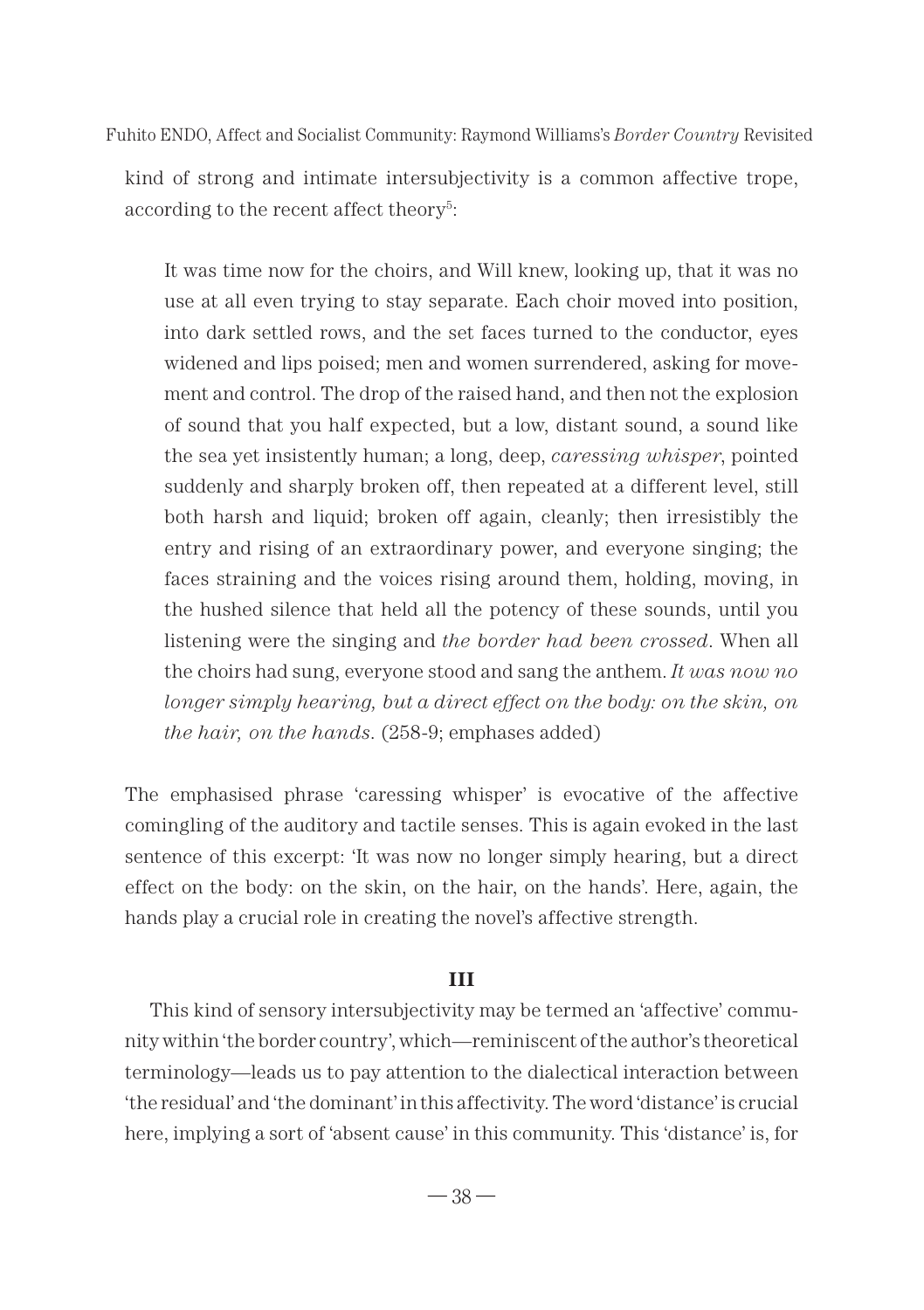kind of strong and intimate intersubjectivity is a common affective trope, according to the recent affect theory[5]:

> It was time now for the choirs, and Will knew, looking up, that it was no use at all even trying to stay separate. Each choir moved into position, into dark settled rows, and the set faces turned to the conductor, eyes widened and lips poised; men and women surrendered, asking for movement and control. The drop of the raised hand, and then not the explosion of sound that you half expected, but a low, distant sound, a sound like the sea yet insistently human; a long, deep, *caressing whisper*, pointed suddenly and sharply broken off, then repeated at a different level, still both harsh and liquid; broken off again, cleanly; then irresistibly the entry and rising of an extraordinary power, and everyone singing; the faces straining and the voices rising around them, holding, moving, in the hushed silence that held all the potency of these sounds, until you listening were the singing and *the border had been crossed*. When all the choirs had sung, everyone stood and sang the anthem. *It was now no longer simply hearing, but a direct effect on the body: on the skin, on the hair, on the hands*. (258-9; emphases added)

The emphasised phrase 'caressing whisper' is evocative of the affective comingling of the auditory and tactile senses. This is again evoked in the last sentence of this excerpt: 'It was now no longer simply hearing, but a direct effect on the body: on the skin, on the hair, on the hands'. Here, again, the hands play a crucial role in creating the novel's affective strength.

## III

This kind of sensory intersubjectivity may be termed an 'affective' community within 'the border country', which—reminiscent of the author's theoretical terminology—leads us to pay attention to the dialectical interaction between 'the residual' and 'the dominant' in this affectivity. The word 'distance' is crucial here, implying a sort of 'absent cause' in this community. This 'distance' is, for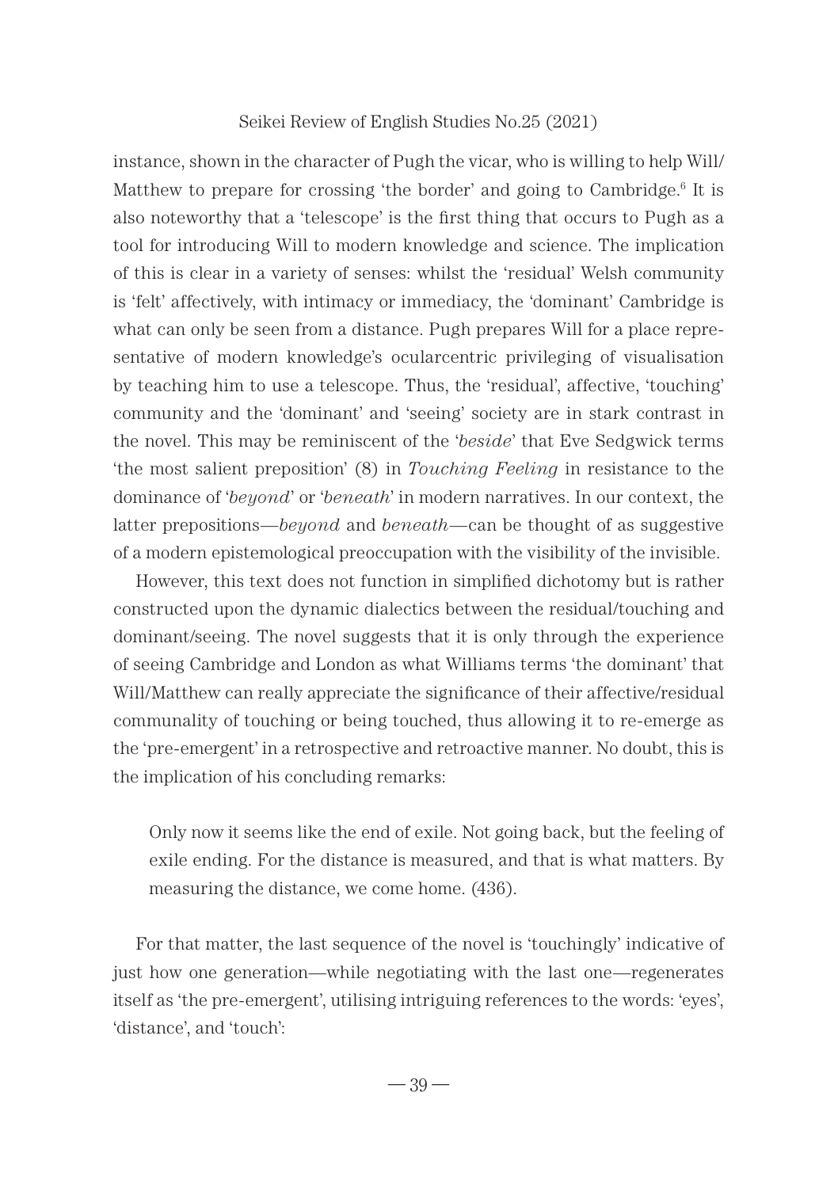instance, shown in the character of Pugh the vicar, who is willing to help Will/Matthew to prepare for crossing 'the border' and going to Cambridge.[6] It is also noteworthy that a 'telescope' is the first thing that occurs to Pugh as a tool for introducing Will to modern knowledge and science. The implication of this is clear in a variety of senses: whilst the 'residual' Welsh community is 'felt' affectively, with intimacy or immediacy, the 'dominant' Cambridge is what can only be seen from a distance. Pugh prepares Will for a place representative of modern knowledge's ocularcentric privileging of visualisation by teaching him to use a telescope. Thus, the 'residual', affective, 'touching' community and the 'dominant' and 'seeing' society are in stark contrast in the novel. This may be reminiscent of the '*beside*' that Eve Sedgwick terms 'the most salient preposition' (8) in *Touching Feeling* in resistance to the dominance of '*beyond*' or '*beneath*' in modern narratives. In our context, the latter prepositions—*beyond* and *beneath*—can be thought of as suggestive of a modern epistemological preoccupation with the visibility of the invisible.

However, this text does not function in simplified dichotomy but is rather constructed upon the dynamic dialectics between the residual/touching and dominant/seeing. The novel suggests that it is only through the experience of seeing Cambridge and London as what Williams terms 'the dominant' that Will/Matthew can really appreciate the significance of their affective/residual communality of touching or being touched, thus allowing it to re-emerge as the 'pre-emergent' in a retrospective and retroactive manner. No doubt, this is the implication of his concluding remarks:

> Only now it seems like the end of exile. Not going back, but the feeling of exile ending. For the distance is measured, and that is what matters. By measuring the distance, we come home. (436).

For that matter, the last sequence of the novel is 'touchingly' indicative of just how one generation—while negotiating with the last one—regenerates itself as 'the pre-emergent', utilising intriguing references to the words: 'eyes', 'distance', and 'touch':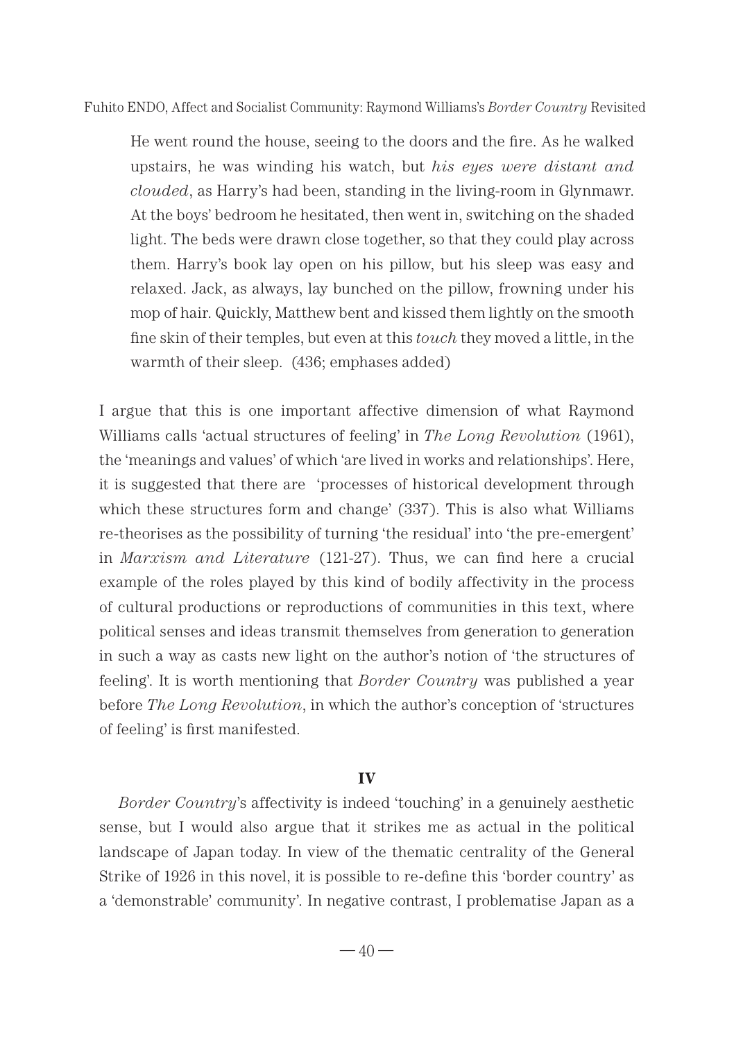> He went round the house, seeing to the doors and the fire. As he walked upstairs, he was winding his watch, but *his eyes were distant and clouded*, as Harry's had been, standing in the living-room in Glynmawr. At the boys' bedroom he hesitated, then went in, switching on the shaded light. The beds were drawn close together, so that they could play across them. Harry's book lay open on his pillow, but his sleep was easy and relaxed. Jack, as always, lay bunched on the pillow, frowning under his mop of hair. Quickly, Matthew bent and kissed them lightly on the smooth fine skin of their temples, but even at this *touch* they moved a little, in the warmth of their sleep. (436; emphases added)

I argue that this is one important affective dimension of what Raymond Williams calls 'actual structures of feeling' in *The Long Revolution* (1961), the 'meanings and values' of which 'are lived in works and relationships'. Here, it is suggested that there are 'processes of historical development through which these structures form and change' (337). This is also what Williams re-theorises as the possibility of turning 'the residual' into 'the pre-emergent' in *Marxism and Literature* (121-27). Thus, we can find here a crucial example of the roles played by this kind of bodily affectivity in the process of cultural productions or reproductions of communities in this text, where political senses and ideas transmit themselves from generation to generation in such a way as casts new light on the author's notion of 'the structures of feeling'. It is worth mentioning that *Border Country* was published a year before *The Long Revolution*, in which the author's conception of 'structures of feeling' is first manifested.

## IV

*Border Country*'s affectivity is indeed 'touching' in a genuinely aesthetic sense, but I would also argue that it strikes me as actual in the political landscape of Japan today. In view of the thematic centrality of the General Strike of 1926 in this novel, it is possible to re-define this 'border country' as a 'demonstrable' community'. In negative contrast, I problematise Japan as a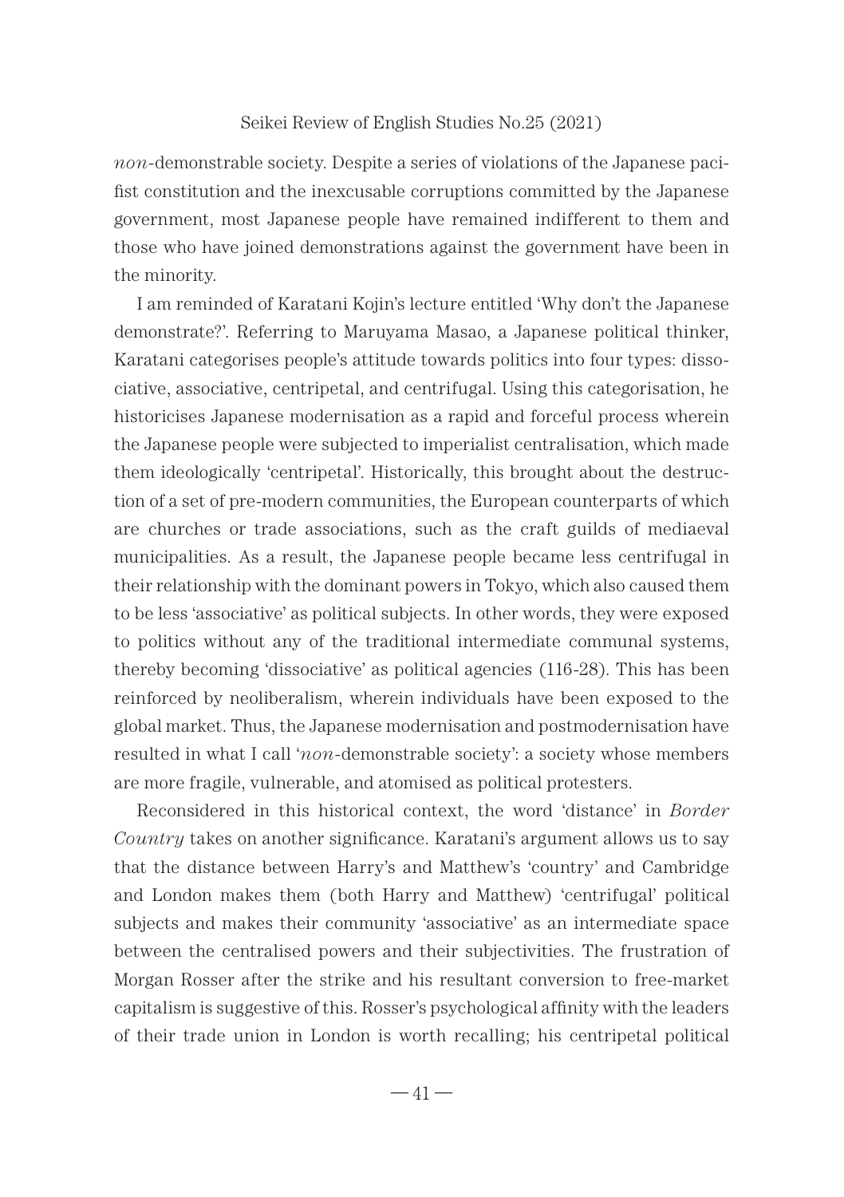*non*-demonstrable society. Despite a series of violations of the Japanese pacifist constitution and the inexcusable corruptions committed by the Japanese government, most Japanese people have remained indifferent to them and those who have joined demonstrations against the government have been in the minority.

I am reminded of Karatani Kojin's lecture entitled 'Why don't the Japanese demonstrate?'. Referring to Maruyama Masao, a Japanese political thinker, Karatani categorises people's attitude towards politics into four types: dissociative, associative, centripetal, and centrifugal. Using this categorisation, he historicises Japanese modernisation as a rapid and forceful process wherein the Japanese people were subjected to imperialist centralisation, which made them ideologically 'centripetal'. Historically, this brought about the destruction of a set of pre-modern communities, the European counterparts of which are churches or trade associations, such as the craft guilds of mediaeval municipalities. As a result, the Japanese people became less centrifugal in their relationship with the dominant powers in Tokyo, which also caused them to be less 'associative' as political subjects. In other words, they were exposed to politics without any of the traditional intermediate communal systems, thereby becoming 'dissociative' as political agencies (116-28). This has been reinforced by neoliberalism, wherein individuals have been exposed to the global market. Thus, the Japanese modernisation and postmodernisation have resulted in what I call '*non*-demonstrable society': a society whose members are more fragile, vulnerable, and atomised as political protesters.

Reconsidered in this historical context, the word 'distance' in *Border Country* takes on another significance. Karatani's argument allows us to say that the distance between Harry's and Matthew's 'country' and Cambridge and London makes them (both Harry and Matthew) 'centrifugal' political subjects and makes their community 'associative' as an intermediate space between the centralised powers and their subjectivities. The frustration of Morgan Rosser after the strike and his resultant conversion to free-market capitalism is suggestive of this. Rosser's psychological affinity with the leaders of their trade union in London is worth recalling; his centripetal political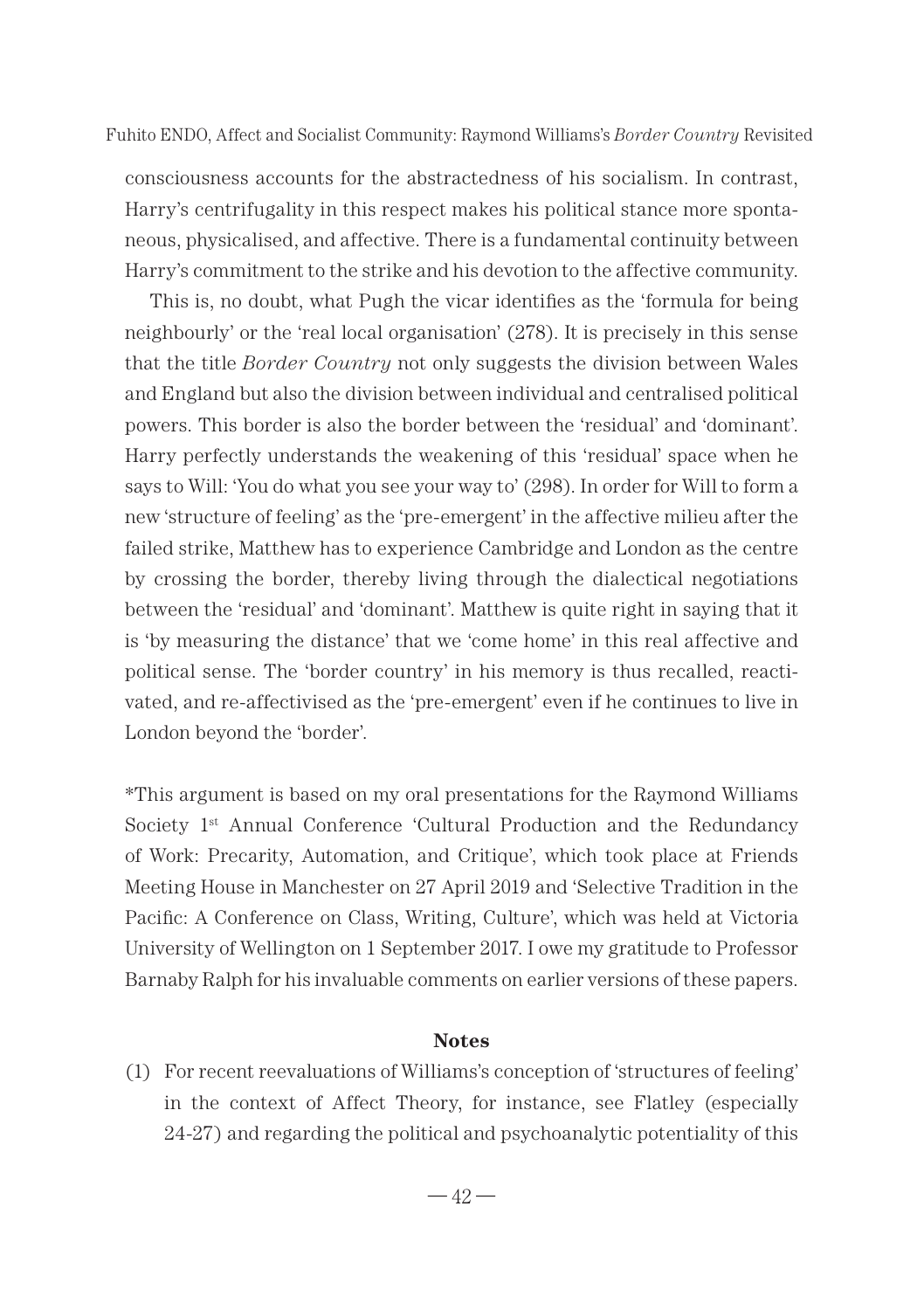consciousness accounts for the abstractedness of his socialism. In contrast, Harry's centrifugality in this respect makes his political stance more spontaneous, physicalised, and affective. There is a fundamental continuity between Harry's commitment to the strike and his devotion to the affective community.

This is, no doubt, what Pugh the vicar identifies as the 'formula for being neighbourly' or the 'real local organisation' (278). It is precisely in this sense that the title *Border Country* not only suggests the division between Wales and England but also the division between individual and centralised political powers. This border is also the border between the 'residual' and 'dominant'. Harry perfectly understands the weakening of this 'residual' space when he says to Will: 'You do what you see your way to' (298). In order for Will to form a new 'structure of feeling' as the 'pre-emergent' in the affective milieu after the failed strike, Matthew has to experience Cambridge and London as the centre by crossing the border, thereby living through the dialectical negotiations between the 'residual' and 'dominant'. Matthew is quite right in saying that it is 'by measuring the distance' that we 'come home' in this real affective and political sense. The 'border country' in his memory is thus recalled, reactivated, and re-affectivised as the 'pre-emergent' even if he continues to live in London beyond the 'border'.

*This argument is based on my oral presentations for the Raymond Williams Society 1st Annual Conference 'Cultural Production and the Redundancy of Work: Precarity, Automation, and Critique', which took place at Friends Meeting House in Manchester on 27 April 2019 and 'Selective Tradition in the Pacific: A Conference on Class, Writing, Culture', which was held at Victoria University of Wellington on 1 September 2017. I owe my gratitude to Professor Barnaby Ralph for his invaluable comments on earlier versions of these papers.

**Notes**

(1) For recent reevaluations of Williams's conception of 'structures of feeling' in the context of Affect Theory, for instance, see Flatley (especially 24-27) and regarding the political and psychoanalytic potentiality of this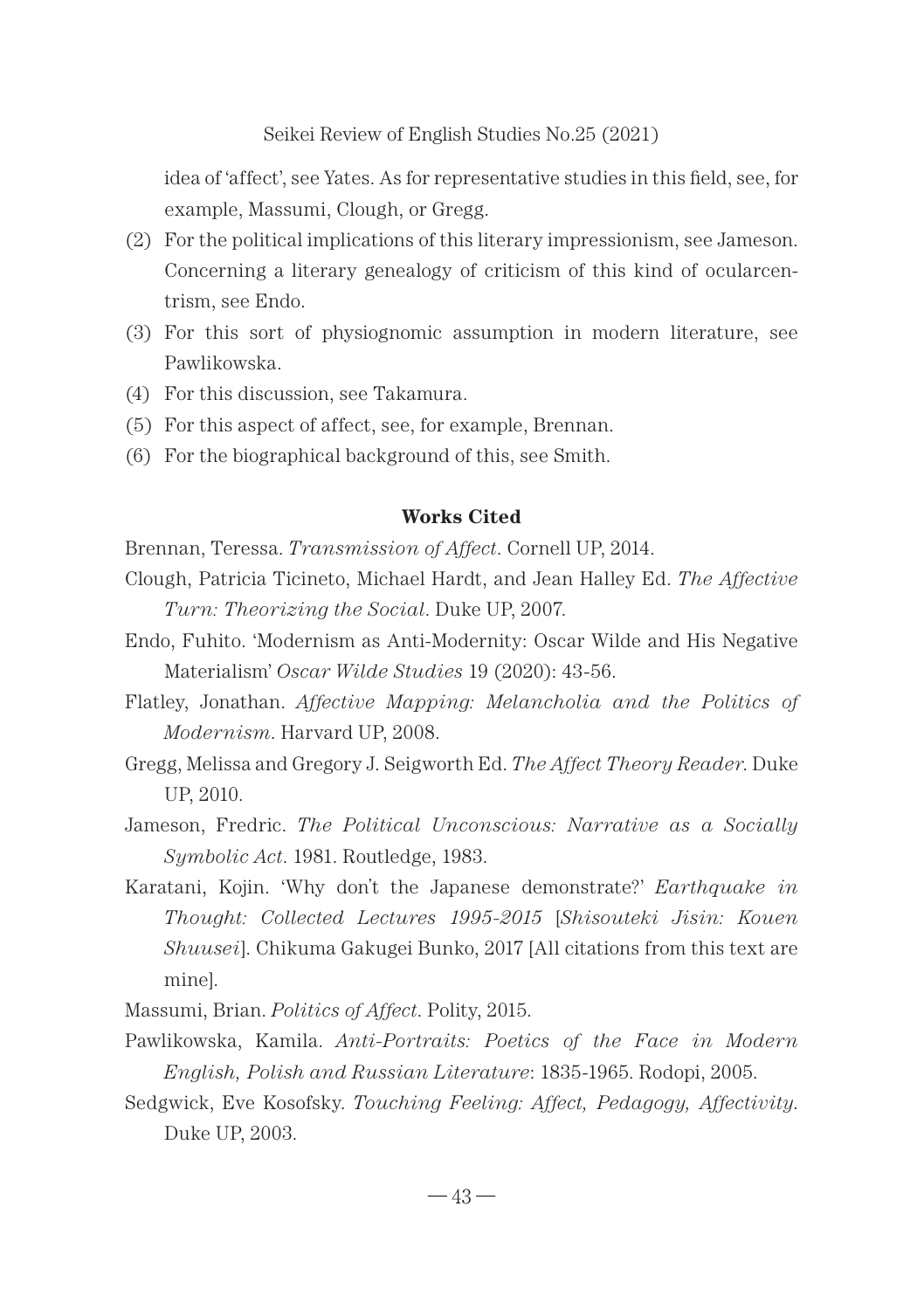idea of 'affect', see Yates. As for representative studies in this field, see, for example, Massumi, Clough, or Gregg.

(2) For the political implications of this literary impressionism, see Jameson. Concerning a literary genealogy of criticism of this kind of ocularcentrism, see Endo.

(3) For this sort of physiognomic assumption in modern literature, see Pawlikowska.

(4) For this discussion, see Takamura.

(5) For this aspect of affect, see, for example, Brennan.

(6) For the biographical background of this, see Smith.

## Works Cited

Brennan, Teressa. *Transmission of Affect*. Cornell UP, 2014.

Clough, Patricia Ticineto, Michael Hardt, and Jean Halley Ed. *The Affective Turn: Theorizing the Social*. Duke UP, 2007.

Endo, Fuhito. 'Modernism as Anti-Modernity: Oscar Wilde and His Negative Materialism' *Oscar Wilde Studies* 19 (2020): 43-56.

Flatley, Jonathan. *Affective Mapping: Melancholia and the Politics of Modernism*. Harvard UP, 2008.

Gregg, Melissa and Gregory J. Seigworth Ed. *The Affect Theory Reader*. Duke UP, 2010.

Jameson, Fredric. *The Political Unconscious: Narrative as a Socially Symbolic Act*. 1981. Routledge, 1983.

Karatani, Kojin. 'Why don't the Japanese demonstrate?' *Earthquake in Thought: Collected Lectures 1995-2015* [*Shisouteki Jisin: Kouen Shuusei*]. Chikuma Gakugei Bunko, 2017 [All citations from this text are mine].

Massumi, Brian. *Politics of Affect*. Polity, 2015.

Pawlikowska, Kamila. *Anti-Portraits: Poetics of the Face in Modern English, Polish and Russian Literature*: 1835-1965. Rodopi, 2005.

Sedgwick, Eve Kosofsky. *Touching Feeling: Affect, Pedagogy, Affectivity*. Duke UP, 2003.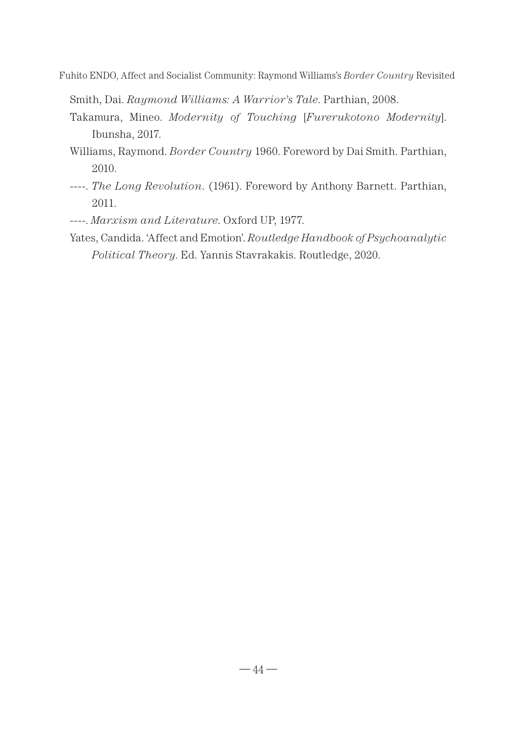Smith, Dai. *Raymond Williams: A Warrior's Tale*. Parthian, 2008.

Takamura, Mineo. *Modernity of Touching* [*Furerukotono Modernity*]. Ibunsha, 2017.

Williams, Raymond. *Border Country* 1960. Foreword by Dai Smith. Parthian, 2010.

----. *The Long Revolution*. (1961). Foreword by Anthony Barnett. Parthian, 2011.

----. *Marxism and Literature*. Oxford UP, 1977.

Yates, Candida. 'Affect and Emotion'. *Routledge Handbook of Psychoanalytic Political Theory*. Ed. Yannis Stavrakakis. Routledge, 2020.